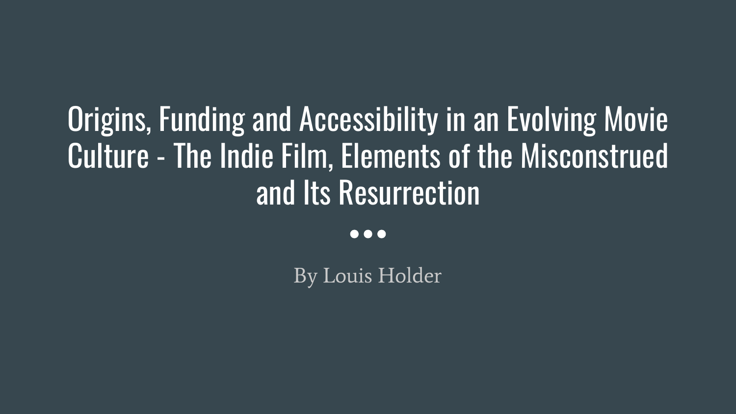# Origins, Funding and Accessibility in an Evolving Movie Culture - The Indie Film, Elements of the Misconstrued and Its Resurrection

By Louis Holder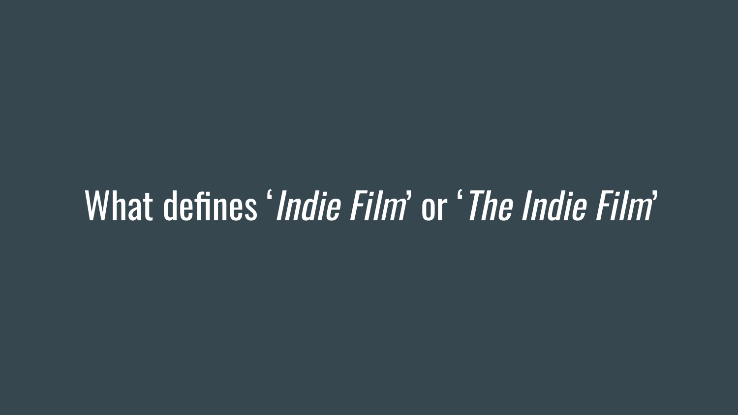# What defines '*Indie Film*' or '*The Indie Film*'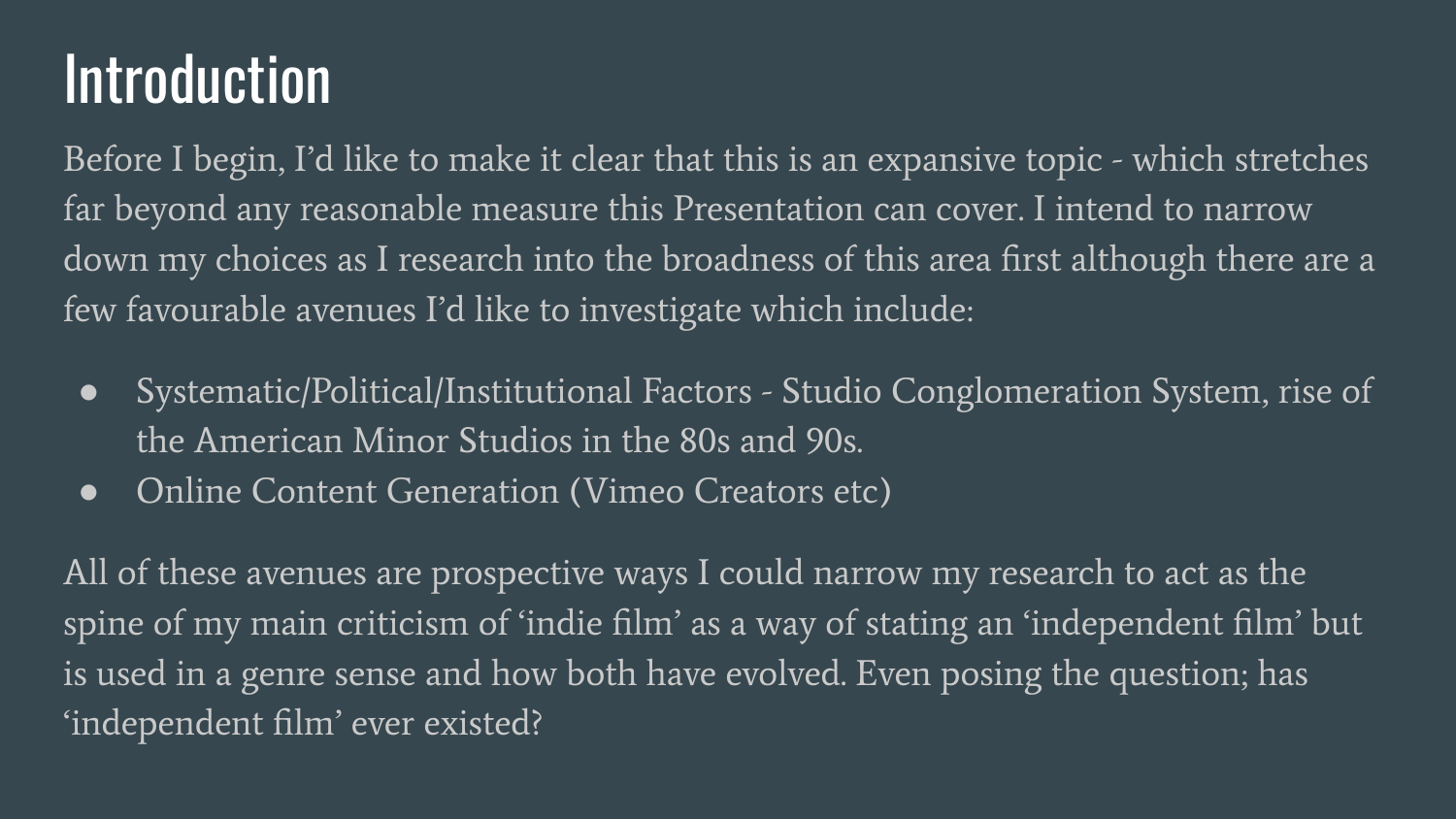# Introduction

Before I begin, I'd like to make it clear that this is an expansive topic - which stretches far beyond any reasonable measure this Presentation can cover. I intend to narrow down my choices as I research into the broadness of this area first although there are a few favourable avenues I'd like to investigate which include:

- Systematic/Political/Institutional Factors - Studio Conglomeration System, rise of the American Minor Studios in the 80s and 90s.
- Online Content Generation (Vimeo Creators etc)

All of these avenues are prospective ways I could narrow my research to act as the spine of my main criticism of 'indie film' as a way of stating an 'independent film' but is used in a genre sense and how both have evolved. Even posing the question; has 'independent film' ever existed?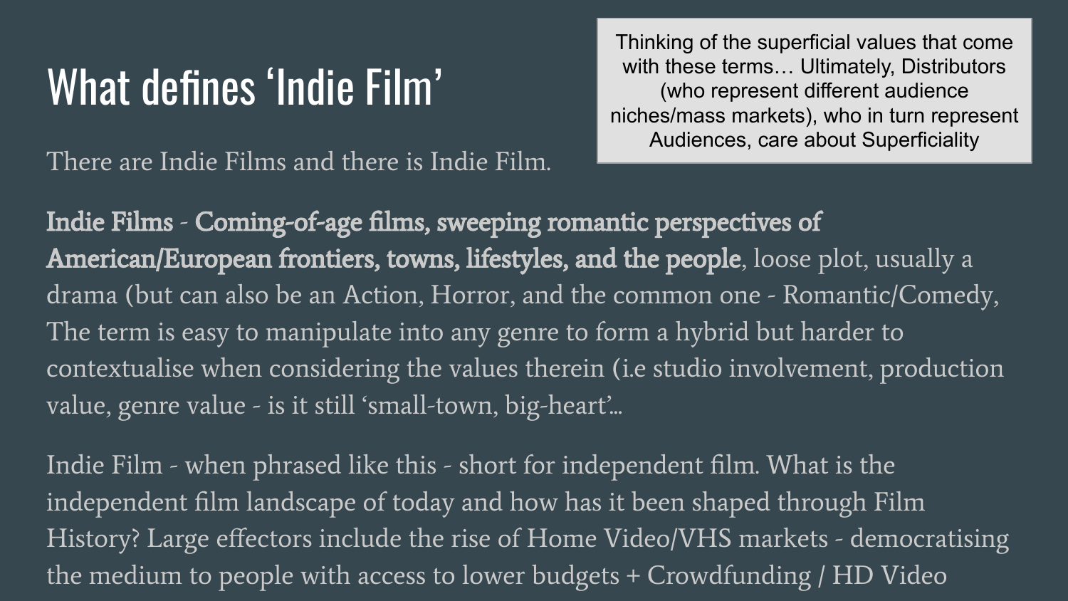# What defines 'Indie Film'

Thinking of the superficial values that come with these terms… Ultimately, Distributors (who represent different audience niches/mass markets), who in turn represent Audiences, care about Superficiality

There are Indie Films and there is Indie Film.

**Indie Films - Coming-of-age films, sweeping romantic perspectives of American/European frontiers, towns, lifestyles, and the people**, loose plot, usually a drama (but can also be an Action, Horror, and the common one - Romantic/Comedy, The term is easy to manipulate into any genre to form a hybrid but harder to contextualise when considering the values therein (i.e studio involvement, production value, genre value - is it still 'small-town, big-heart'...

Indie Film - when phrased like this - short for independent film. What is the independent film landscape of today and how has it been shaped through Film History? Large effectors include the rise of Home Video/VHS markets - democratising the medium to people with access to lower budgets + Crowdfunding / HD Video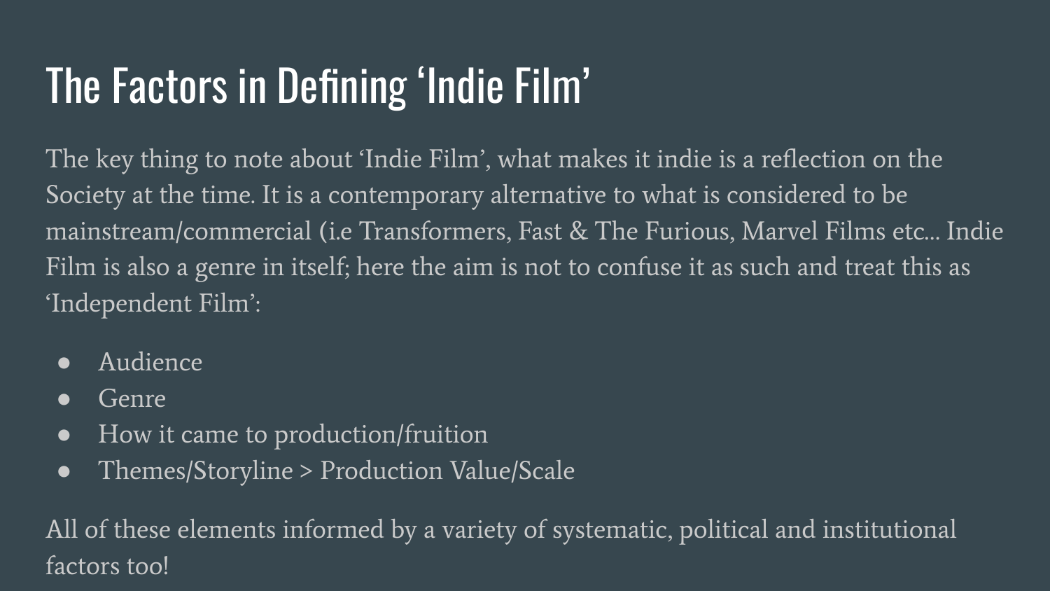# The Factors in Defining 'Indie Film'

The key thing to note about 'Indie Film', what makes it indie is a reflection on the Society at the time. It is a contemporary alternative to what is considered to be mainstream/commercial (i.e Transformers, Fast & The Furious, Marvel Films etc... Indie Film is also a genre in itself; here the aim is not to confuse it as such and treat this as 'Independent Film':

- Audience
- Genre
- How it came to production/fruition
- Themes/Storyline > Production Value/Scale

All of these elements informed by a variety of systematic, political and institutional factors too!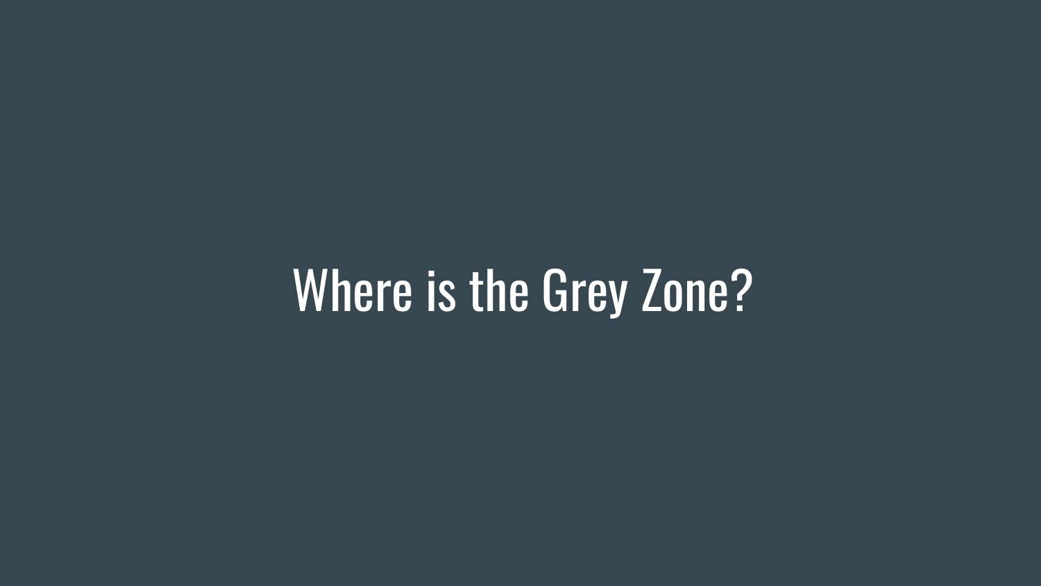# Where is the Grey Zone?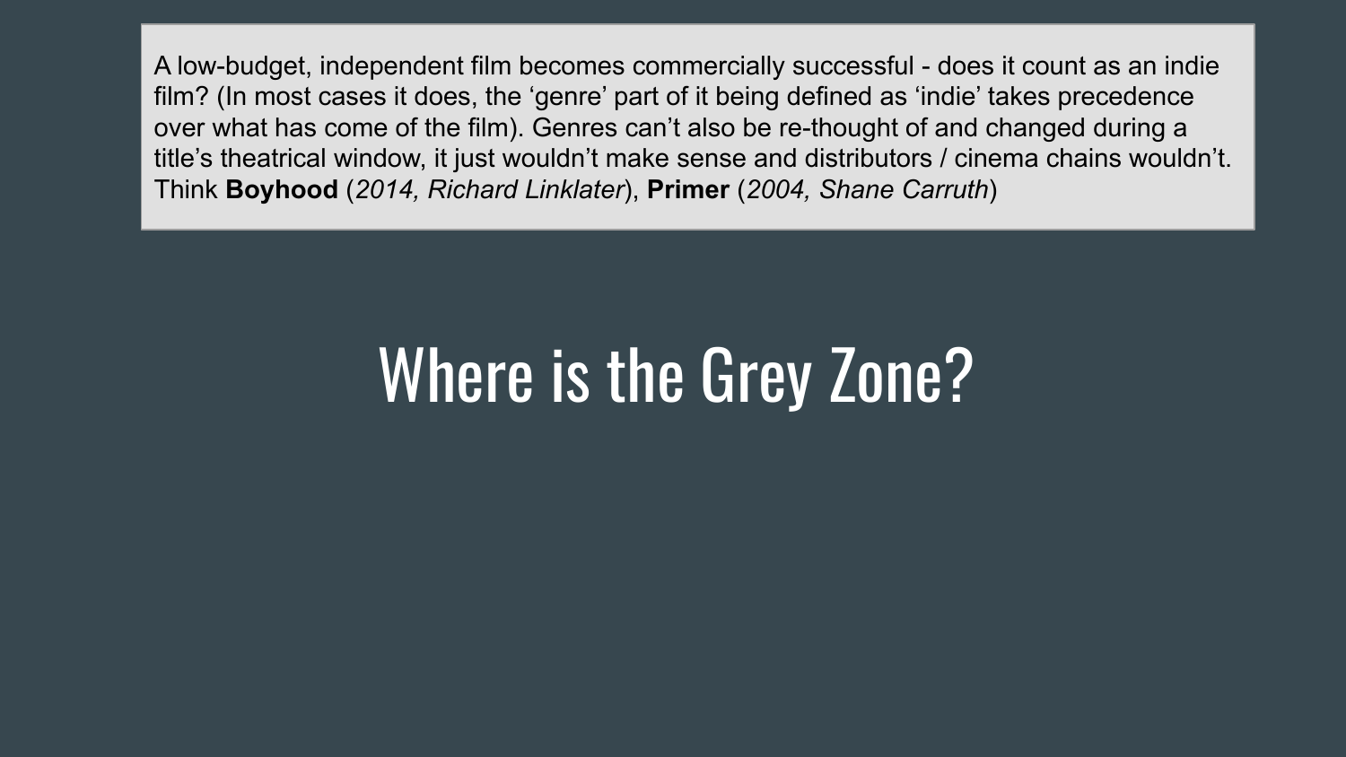A low-budget, independent film becomes commercially successful - does it count as an indie film? (In most cases it does, the ‘genre’ part of it being defined as ‘indie’ takes precedence over what has come of the film). Genres can’t also be re-thought of and changed during a title’s theatrical window, it just wouldn’t make sense and distributors / cinema chains wouldn’t. Think **Boyhood** (*2014, Richard Linklater*), **Primer** (*2004, Shane Carruth*)

# Where is the Grey Zone?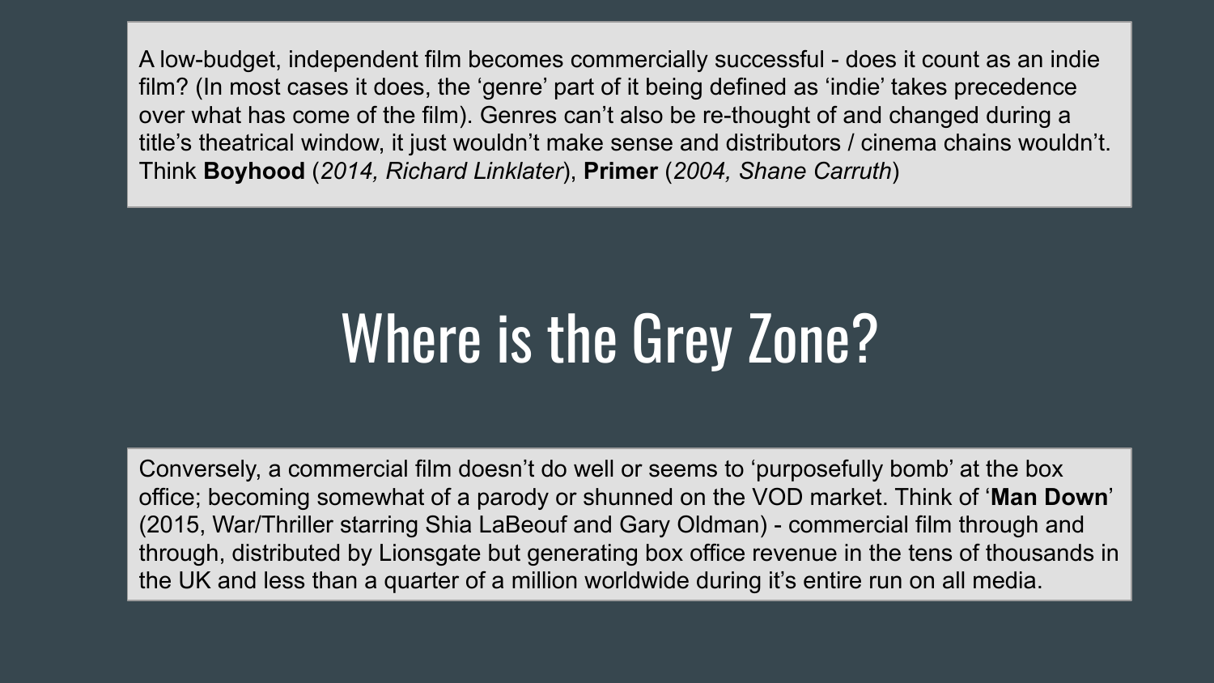A low-budget, independent film becomes commercially successful - does it count as an indie film? (In most cases it does, the 'genre' part of it being defined as 'indie' takes precedence over what has come of the film). Genres can't also be re-thought of and changed during a title's theatrical window, it just wouldn't make sense and distributors / cinema chains wouldn't. Think **Boyhood** (*2014, Richard Linklater*), **Primer** (*2004, Shane Carruth*)

# Where is the Grey Zone?

Conversely, a commercial film doesn't do well or seems to 'purposefully bomb' at the box office; becoming somewhat of a parody or shunned on the VOD market. Think of '**Man Down**' (2015, War/Thriller starring Shia LaBeouf and Gary Oldman) - commercial film through and through, distributed by Lionsgate but generating box office revenue in the tens of thousands in the UK and less than a quarter of a million worldwide during it's entire run on all media.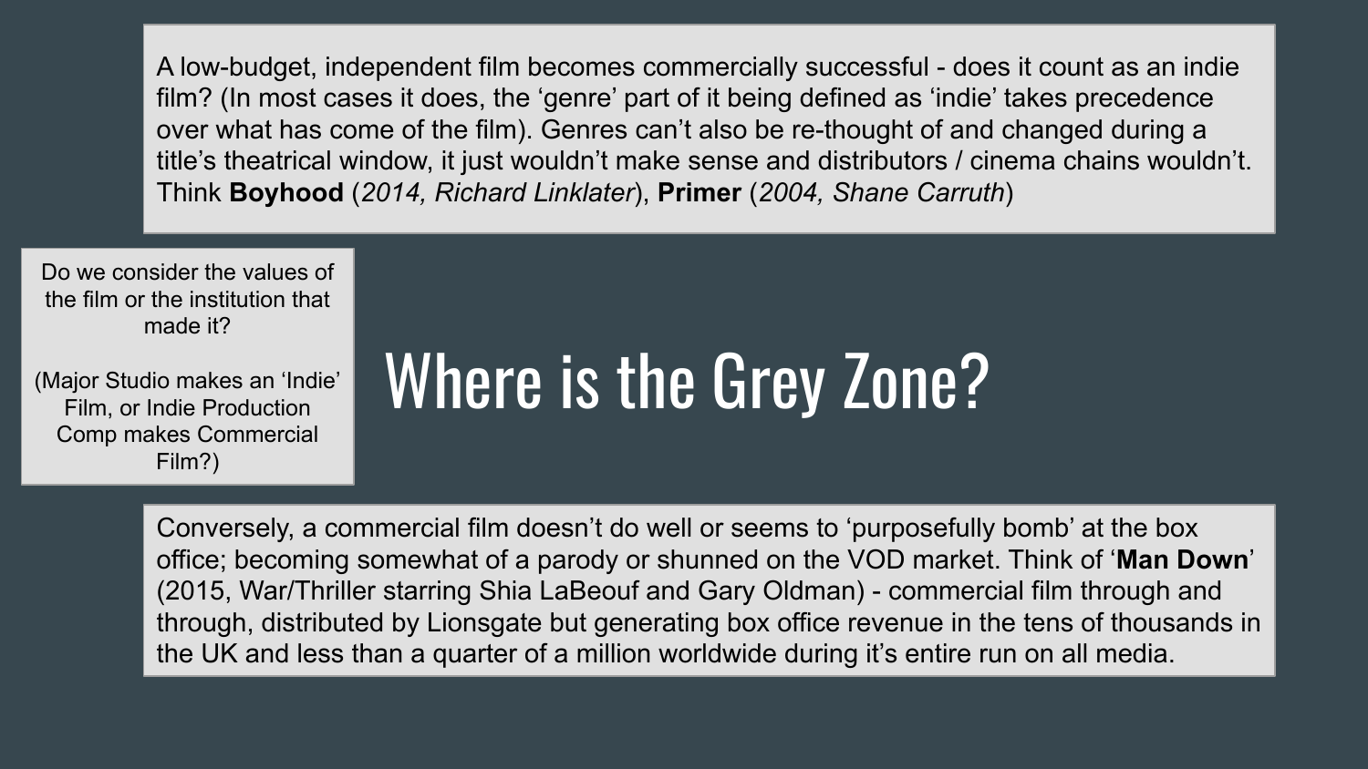A low-budget, independent film becomes commercially successful - does it count as an indie film? (In most cases it does, the 'genre' part of it being defined as 'indie' takes precedence over what has come of the film). Genres can't also be re-thought of and changed during a title's theatrical window, it just wouldn't make sense and distributors / cinema chains wouldn't. Think **Boyhood** (*2014, Richard Linklater*), **Primer** (*2004, Shane Carruth*)

Do we consider the values of the film or the institution that made it?

(Major Studio makes an 'Indie' Film, or Indie Production Comp makes Commercial Film?)

# Where is the Grey Zone?

Conversely, a commercial film doesn't do well or seems to 'purposefully bomb' at the box office; becoming somewhat of a parody or shunned on the VOD market. Think of '**Man Down**' (2015, War/Thriller starring Shia LaBeouf and Gary Oldman) - commercial film through and through, distributed by Lionsgate but generating box office revenue in the tens of thousands in the UK and less than a quarter of a million worldwide during it's entire run on all media.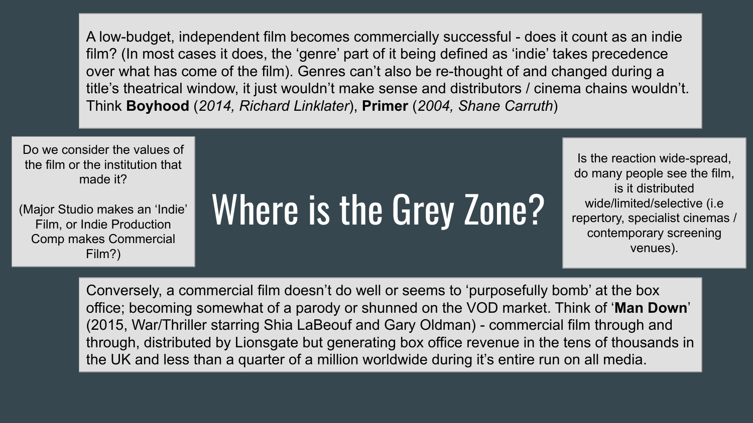# Where is the Grey Zone?

A low-budget, independent film becomes commercially successful - does it count as an indie film? (In most cases it does, the 'genre' part of it being defined as 'indie' takes precedence over what has come of the film). Genres can't also be re-thought of and changed during a title's theatrical window, it just wouldn't make sense and distributors / cinema chains wouldn't. Think **Boyhood** (*2014, Richard Linklater*), **Primer** (*2004, Shane Carruth*)

Do we consider the values of the film or the institution that made it?

(Major Studio makes an 'Indie' Film, or Indie Production Comp makes Commercial Film?)

Is the reaction wide-spread, do many people see the film, is it distributed wide/limited/selective (i.e repertory, specialist cinemas / contemporary screening venues).

Conversely, a commercial film doesn't do well or seems to 'purposefully bomb' at the box office; becoming somewhat of a parody or shunned on the VOD market. Think of '**Man Down**' (2015, War/Thriller starring Shia LaBeouf and Gary Oldman) - commercial film through and through, distributed by Lionsgate but generating box office revenue in the tens of thousands in the UK and less than a quarter of a million worldwide during it's entire run on all media.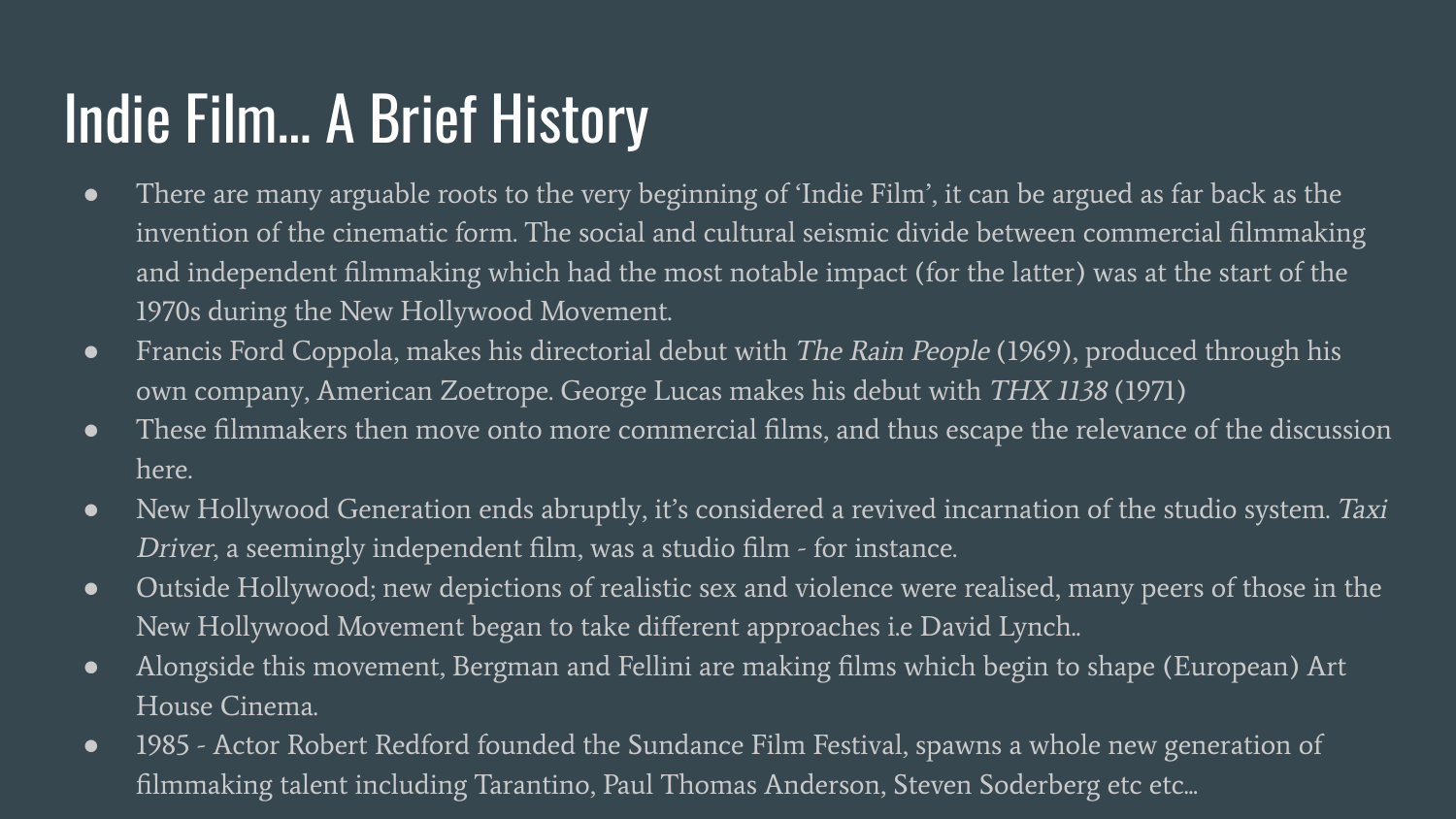# Indie Film... A Brief History

- There are many arguable roots to the very beginning of 'Indie Film', it can be argued as far back as the invention of the cinematic form. The social and cultural seismic divide between commercial filmmaking and independent filmmaking which had the most notable impact (for the latter) was at the start of the 1970s during the New Hollywood Movement.
- Francis Ford Coppola, makes his directorial debut with *The Rain People* (1969), produced through his own company, American Zoetrope. George Lucas makes his debut with *THX 1138* (1971)
- These filmmakers then move onto more commercial films, and thus escape the relevance of the discussion here.
- New Hollywood Generation ends abruptly, it's considered a revived incarnation of the studio system. *Taxi Driver*, a seemingly independent film, was a studio film - for instance.
- Outside Hollywood; new depictions of realistic sex and violence were realised, many peers of those in the New Hollywood Movement began to take different approaches i.e David Lynch..
- Alongside this movement, Bergman and Fellini are making films which begin to shape (European) Art House Cinema.
- 1985 - Actor Robert Redford founded the Sundance Film Festival, spawns a whole new generation of filmmaking talent including Tarantino, Paul Thomas Anderson, Steven Soderberg etc etc...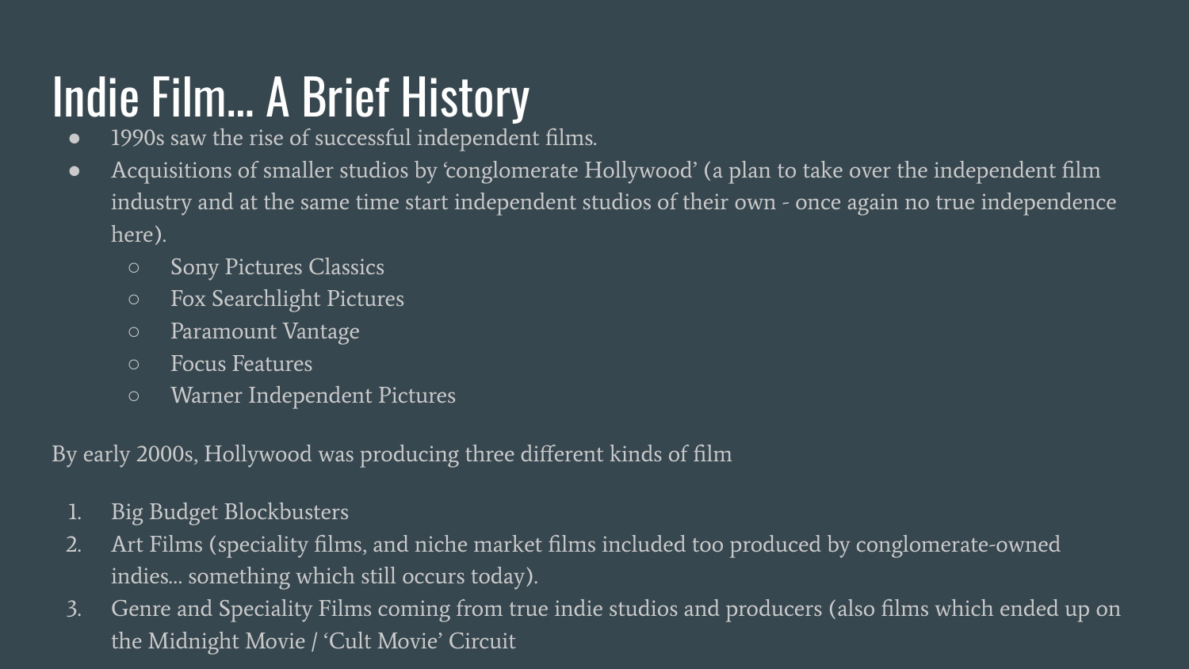# Indie Film... A Brief History

- 1990s saw the rise of successful independent films.
- Acquisitions of smaller studios by 'conglomerate Hollywood' (a plan to take over the independent film industry and at the same time start independent studios of their own - once again no true independence here).
  - Sony Pictures Classics
  - Fox Searchlight Pictures
  - Paramount Vantage
  - Focus Features
  - Warner Independent Pictures

By early 2000s, Hollywood was producing three different kinds of film

1. Big Budget Blockbusters
2. Art Films (speciality films, and niche market films included too produced by conglomerate-owned indies... something which still occurs today).
3. Genre and Speciality Films coming from true indie studios and producers (also films which ended up on the Midnight Movie / 'Cult Movie' Circuit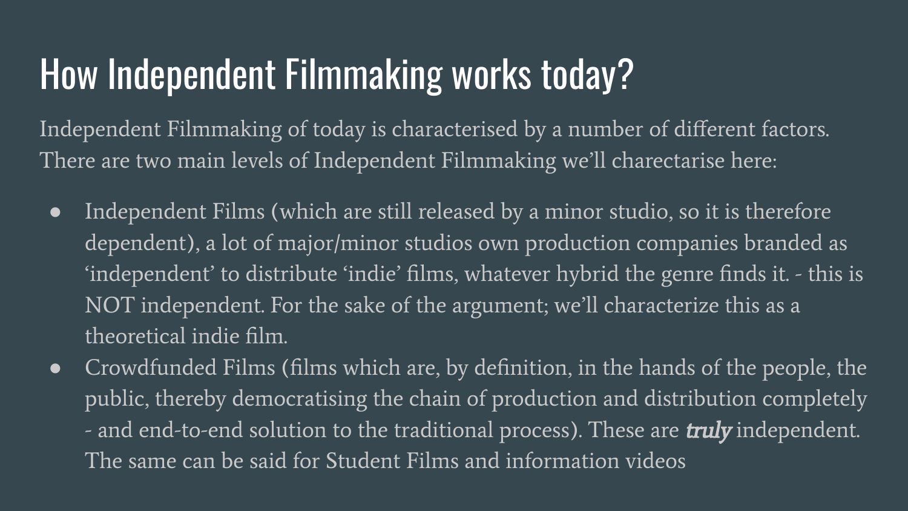# How Independent Filmmaking works today?

Independent Filmmaking of today is characterised by a number of different factors. There are two main levels of Independent Filmmaking we'll charectarise here:

- Independent Films (which are still released by a minor studio, so it is therefore dependent), a lot of major/minor studios own production companies branded as 'independent' to distribute 'indie' films, whatever hybrid the genre finds it. - this is NOT independent. For the sake of the argument; we'll characterize this as a theoretical indie film.
- Crowdfunded Films (films which are, by definition, in the hands of the people, the public, thereby democratising the chain of production and distribution completely - and end-to-end solution to the traditional process). These are ***truly*** independent. The same can be said for Student Films and information videos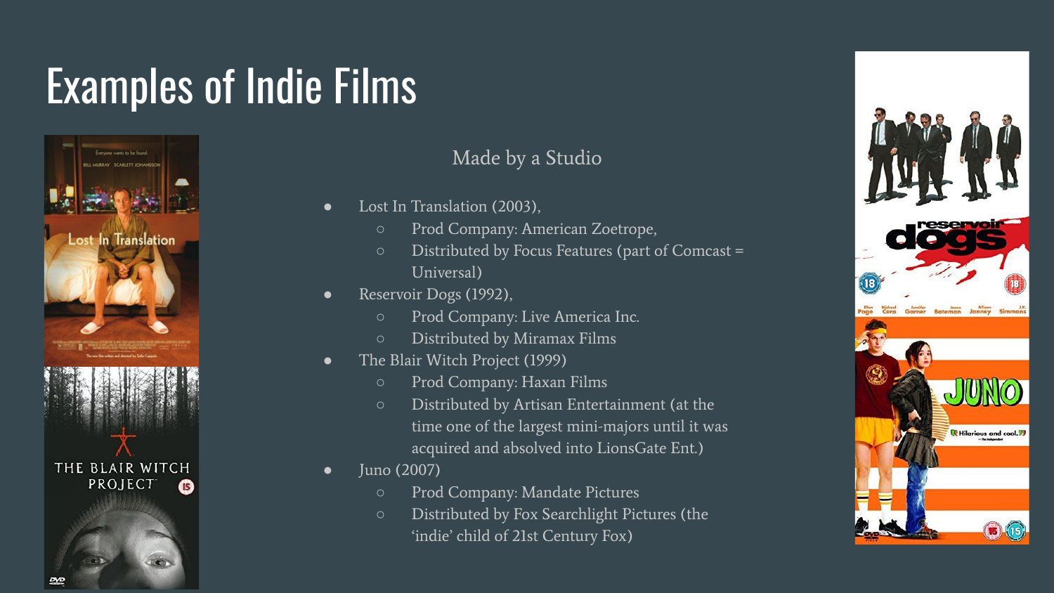# Examples of Indie Films

Made by a Studio

- Lost In Translation (2003),
  - Prod Company: American Zoetrope,
  - Distributed by Focus Features (part of Comcast = Universal)
- Reservoir Dogs (1992),
  - Prod Company: Live America Inc.
  - Distributed by Miramax Films
- The Blair Witch Project (1999)
  - Prod Company: Haxan Films
  - Distributed by Artisan Entertainment (at the time one of the largest mini-majors until it was acquired and absolved into LionsGate Ent.)
- Juno (2007)
  - Prod Company: Mandate Pictures
  - Distributed by Fox Searchlight Pictures (the 'indie' child of 21st Century Fox)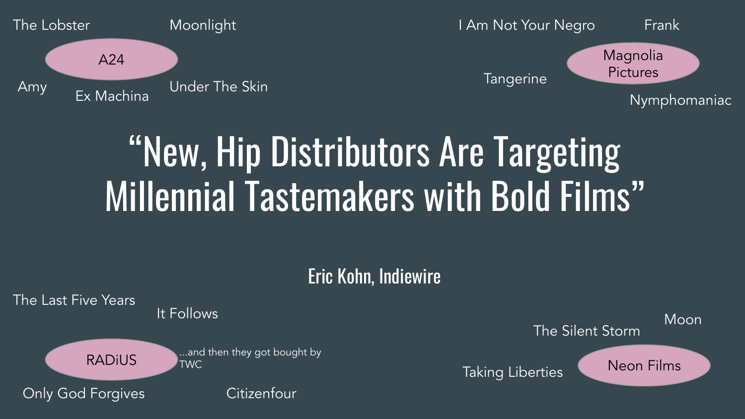# "New, Hip Distributors Are Targeting Millennial Tastemakers with Bold Films"

Eric Kohn, Indiewire

**A24**
- The Lobster
- Moonlight
- Amy
- Ex Machina
- Under The Skin

**Magnolia Pictures**
- I Am Not Your Negro
- Frank
- Tangerine
- Nymphomaniac

**RADiUS**
- The Last Five Years
- It Follows
- Only God Forgives
- Citizenfour

...and then they got bought by TWC

**Neon Films**
- The Silent Storm
- Moon
- Taking Liberties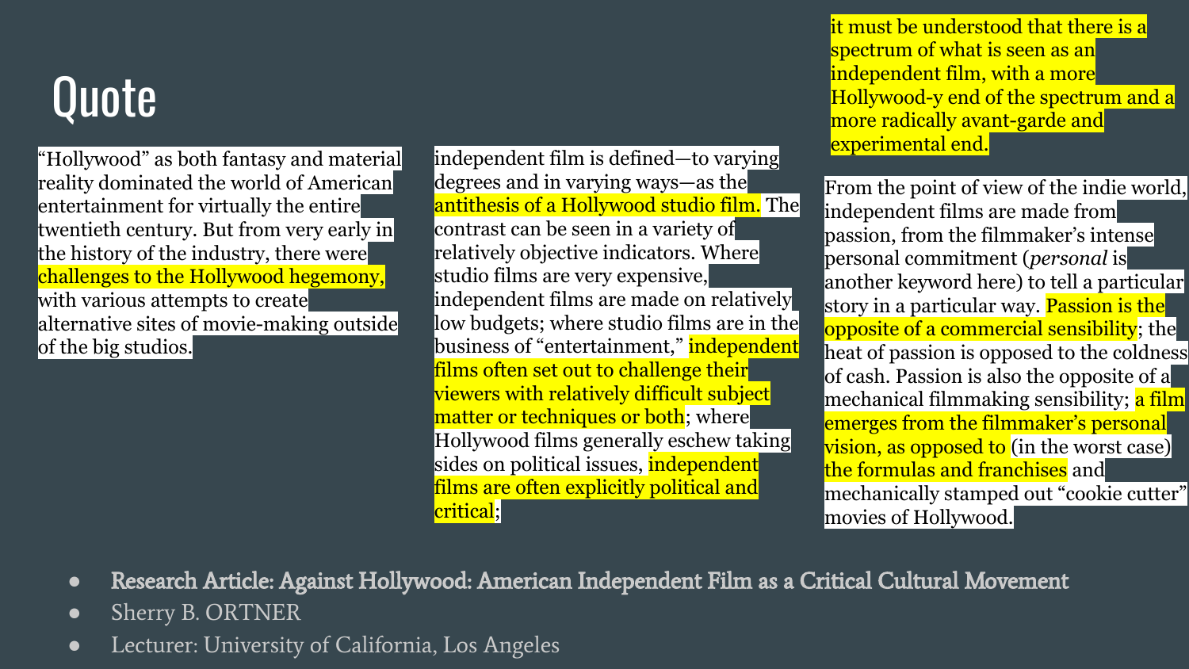# Quote

"Hollywood" as both fantasy and material reality dominated the world of American entertainment for virtually the entire twentieth century. But from very early in the history of the industry, there were challenges to the Hollywood hegemony, with various attempts to create alternative sites of movie-making outside of the big studios.

independent film is defined—to varying degrees and in varying ways—as the antithesis of a Hollywood studio film. The contrast can be seen in a variety of relatively objective indicators. Where studio films are very expensive, independent films are made on relatively low budgets; where studio films are in the business of "entertainment," independent films often set out to challenge their viewers with relatively difficult subject matter or techniques or both; where Hollywood films generally eschew taking sides on political issues, independent films are often explicitly political and critical;

it must be understood that there is a spectrum of what is seen as an independent film, with a more Hollywood-y end of the spectrum and a more radically avant-garde and experimental end.

From the point of view of the indie world, independent films are made from passion, from the filmmaker's intense personal commitment (*personal* is another keyword here) to tell a particular story in a particular way. Passion is the opposite of a commercial sensibility; the heat of passion is opposed to the coldness of cash. Passion is also the opposite of a mechanical filmmaking sensibility; a film emerges from the filmmaker's personal vision, as opposed to (in the worst case) the formulas and franchises and mechanically stamped out "cookie cutter" movies of Hollywood.

- Research Article: Against Hollywood: American Independent Film as a Critical Cultural Movement
- Sherry B. ORTNER
- Lecturer: University of California, Los Angeles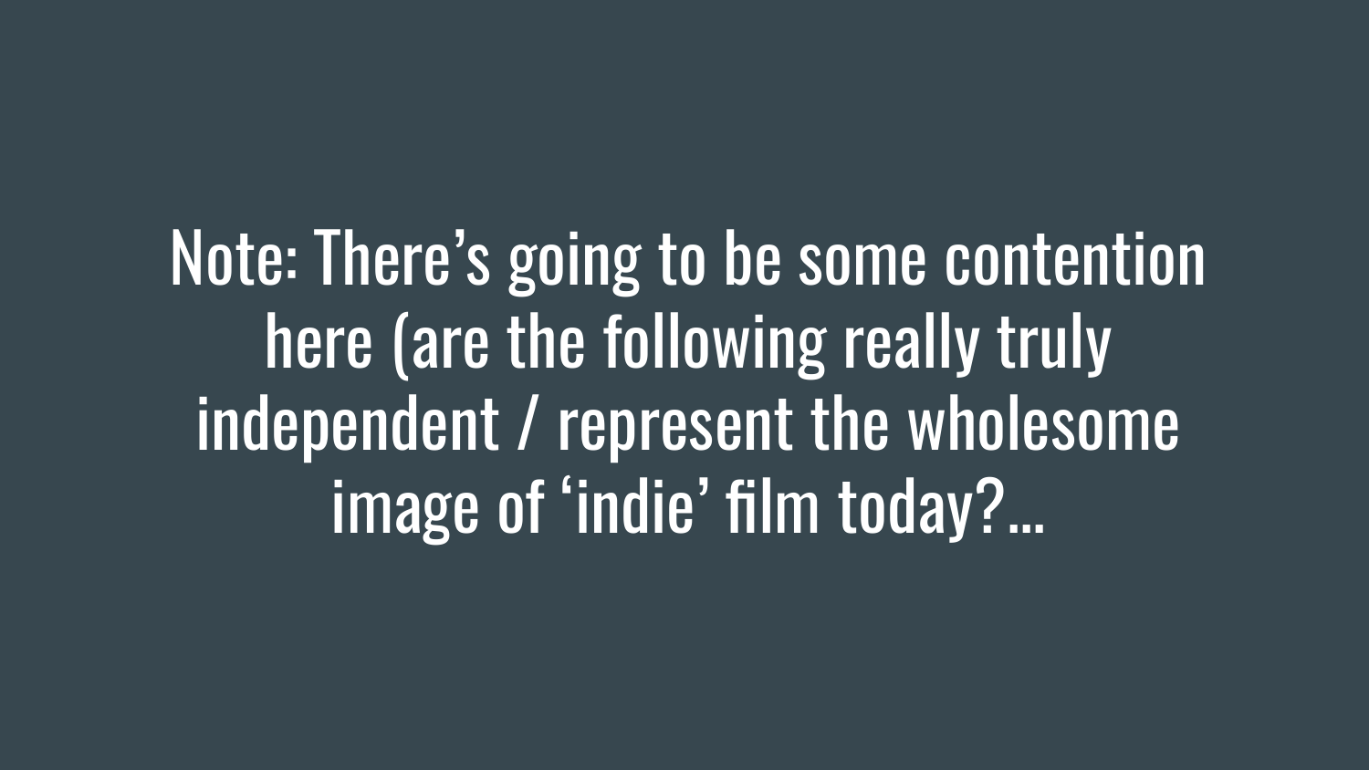Note: There's going to be some contention here (are the following really truly independent / represent the wholesome image of 'indie' film today?...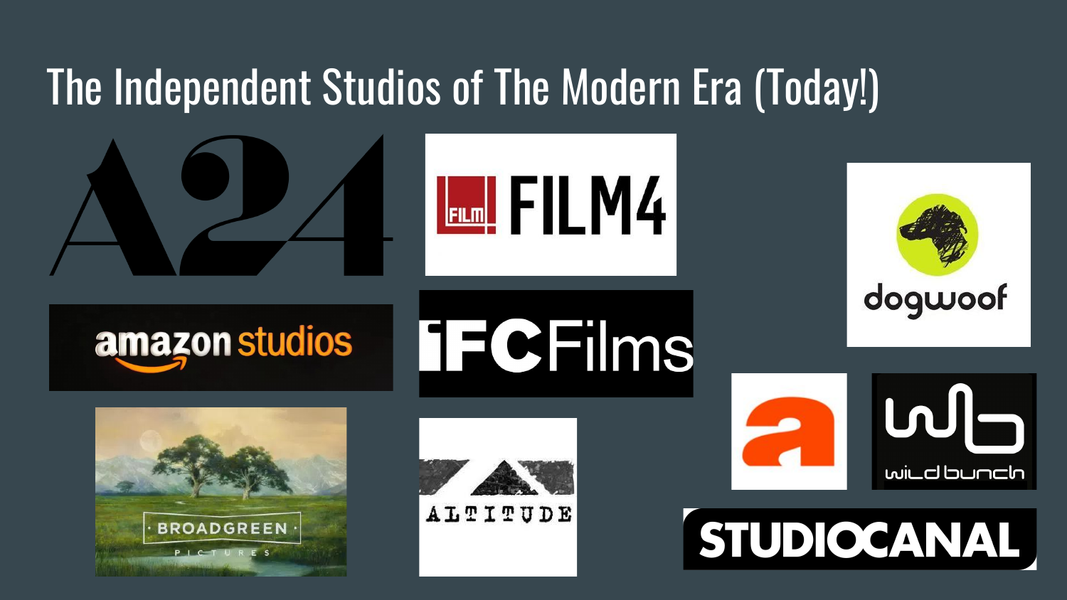# The Independent Studios of The Modern Era (Today!)

A24

FILM4

dogwoof

amazon studios

IFC Films

wild bunch

BROADGREEN PICTURES

ALTITUDE

STUDIOCANAL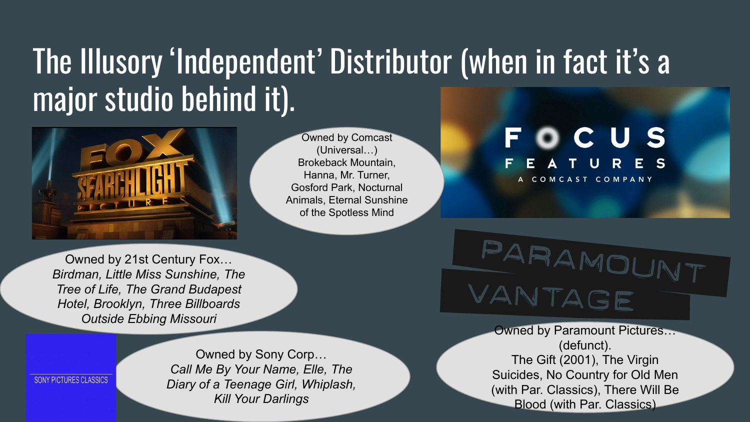# The Illusory 'Independent' Distributor (when in fact it's a major studio behind it).

Owned by Comcast (Universal…)
Brokeback Mountain, Hanna, Mr. Turner, Gosford Park, Nocturnal Animals, Eternal Sunshine of the Spotless Mind

FOCUS FEATURES
A COMCAST COMPANY

FOX SEARCHLIGHT PICTURES

Owned by 21st Century Fox…
*Birdman, Little Miss Sunshine, The Tree of Life, The Grand Budapest Hotel, Brooklyn, Three Billboards Outside Ebbing Missouri*

PARAMOUNT VANTAGE

Owned by Paramount Pictures… (defunct).
The Gift (2001), The Virgin Suicides, No Country for Old Men (with Par. Classics), There Will Be Blood (with Par. Classics)

SONY PICTURES CLASSICS

Owned by Sony Corp…
*Call Me By Your Name, Elle, The Diary of a Teenage Girl, Whiplash, Kill Your Darlings*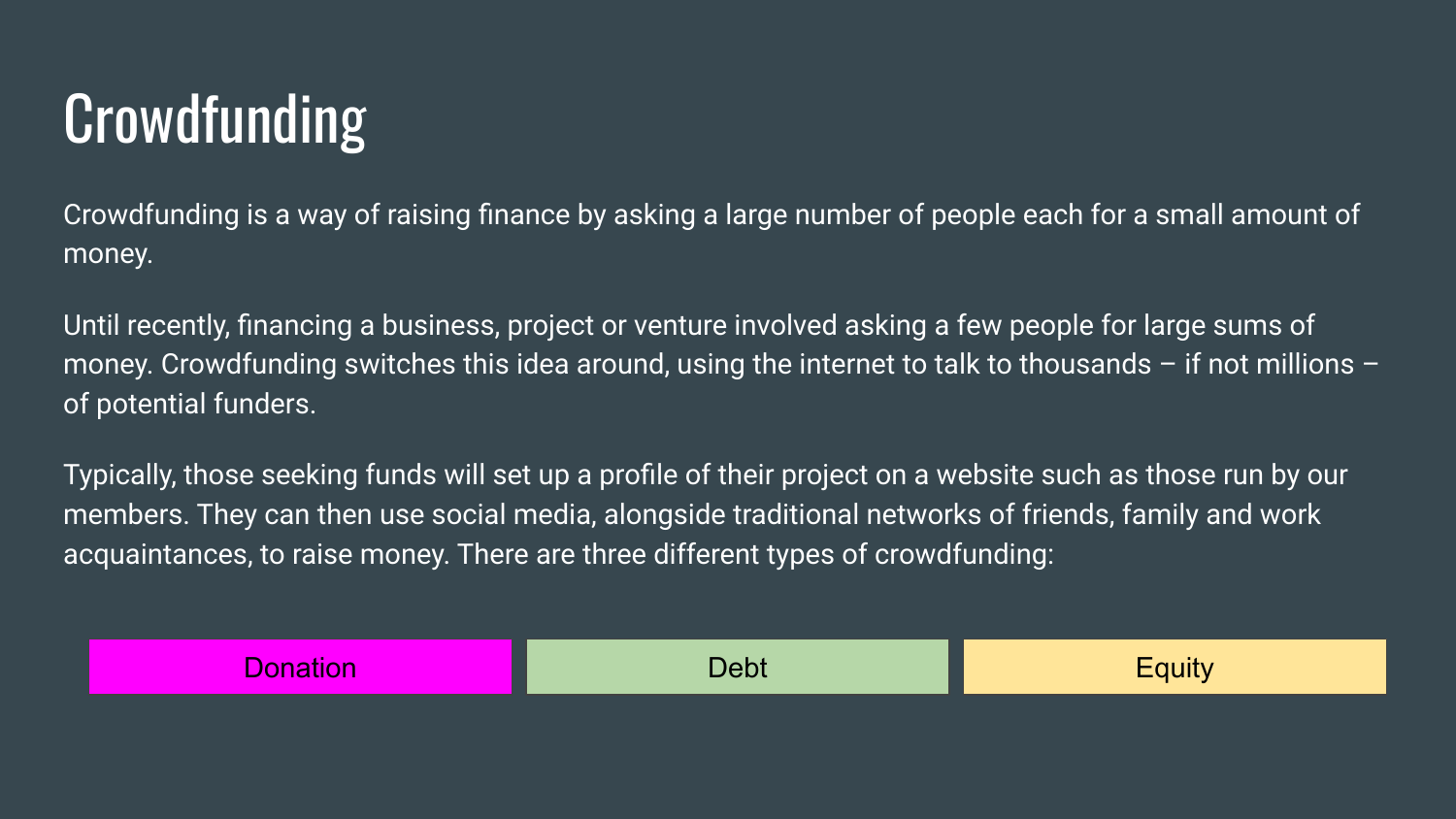# Crowdfunding

Crowdfunding is a way of raising finance by asking a large number of people each for a small amount of money.

Until recently, financing a business, project or venture involved asking a few people for large sums of money. Crowdfunding switches this idea around, using the internet to talk to thousands – if not millions – of potential funders.

Typically, those seeking funds will set up a profile of their project on a website such as those run by our members. They can then use social media, alongside traditional networks of friends, family and work acquaintances, to raise money. There are three different types of crowdfunding:

- Donation
- Debt
- Equity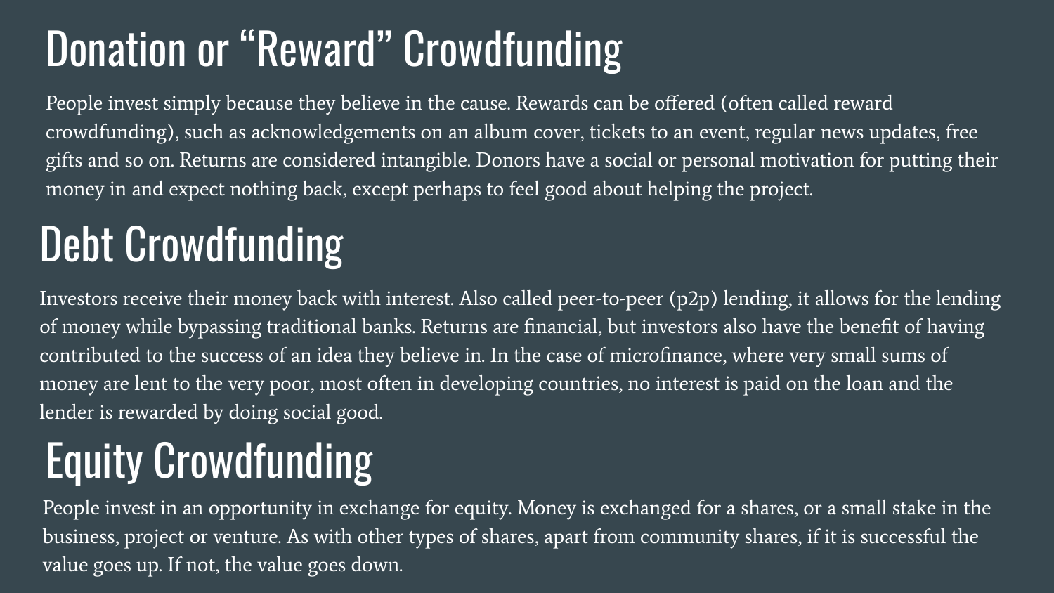# Donation or “Reward” Crowdfunding

People invest simply because they believe in the cause. Rewards can be offered (often called reward crowdfunding), such as acknowledgements on an album cover, tickets to an event, regular news updates, free gifts and so on. Returns are considered intangible. Donors have a social or personal motivation for putting their money in and expect nothing back, except perhaps to feel good about helping the project.

# Debt Crowdfunding

Investors receive their money back with interest. Also called peer-to-peer (p2p) lending, it allows for the lending of money while bypassing traditional banks. Returns are financial, but investors also have the benefit of having contributed to the success of an idea they believe in. In the case of microfinance, where very small sums of money are lent to the very poor, most often in developing countries, no interest is paid on the loan and the lender is rewarded by doing social good.

# Equity Crowdfunding

People invest in an opportunity in exchange for equity. Money is exchanged for a shares, or a small stake in the business, project or venture. As with other types of shares, apart from community shares, if it is successful the value goes up. If not, the value goes down.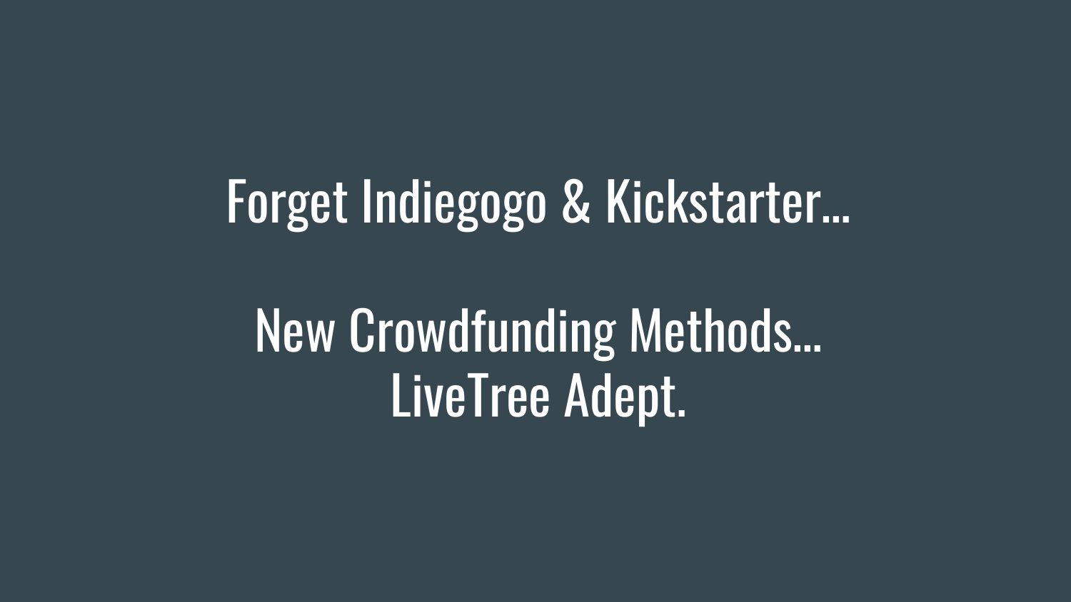# Forget Indiegogo & Kickstarter…

# New Crowdfunding Methods…
# LiveTree Adept.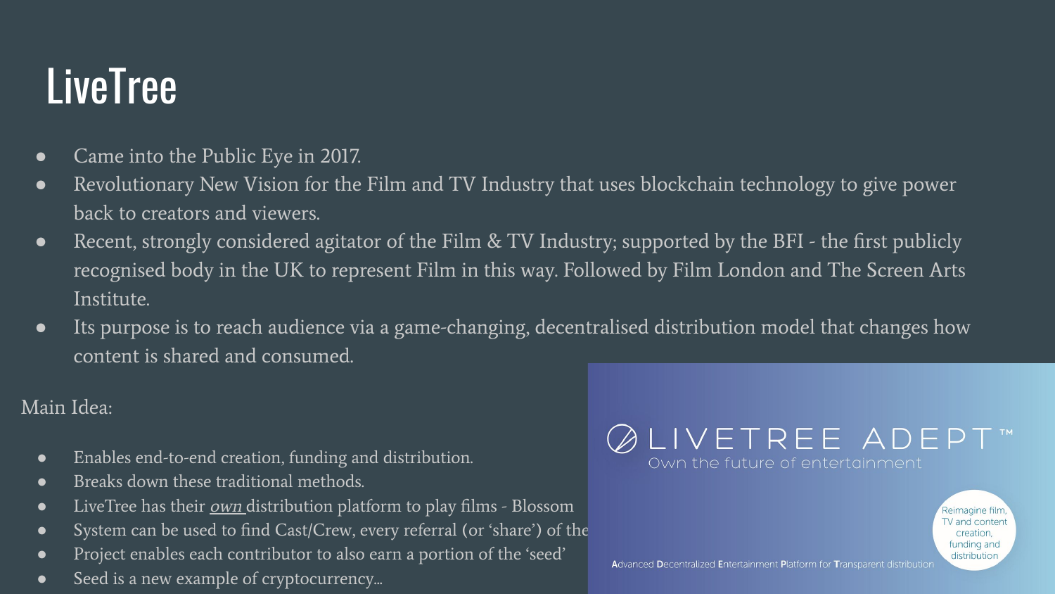# LiveTree

- Came into the Public Eye in 2017.
- Revolutionary New Vision for the Film and TV Industry that uses blockchain technology to give power back to creators and viewers.
- Recent, strongly considered agitator of the Film & TV Industry; supported by the BFI - the first publicly recognised body in the UK to represent Film in this way. Followed by Film London and The Screen Arts Institute.
- Its purpose is to reach audience via a game-changing, decentralised distribution model that changes how content is shared and consumed.

Main Idea:

- Enables end-to-end creation, funding and distribution.
- Breaks down these traditional methods.
- LiveTree has their *own* distribution platform to play films - Blossom
- System can be used to find Cast/Crew, every referral (or 'share') of the
- Project enables each contributor to also earn a portion of the 'seed'
- Seed is a new example of cryptocurrency...

LIVETREE ADEPT™

Own the future of entertainment

Reimagine film, TV and content creation, funding and distribution

**A**dvanced **D**ecentralized **E**ntertainment **P**latform for **T**ransparent distribution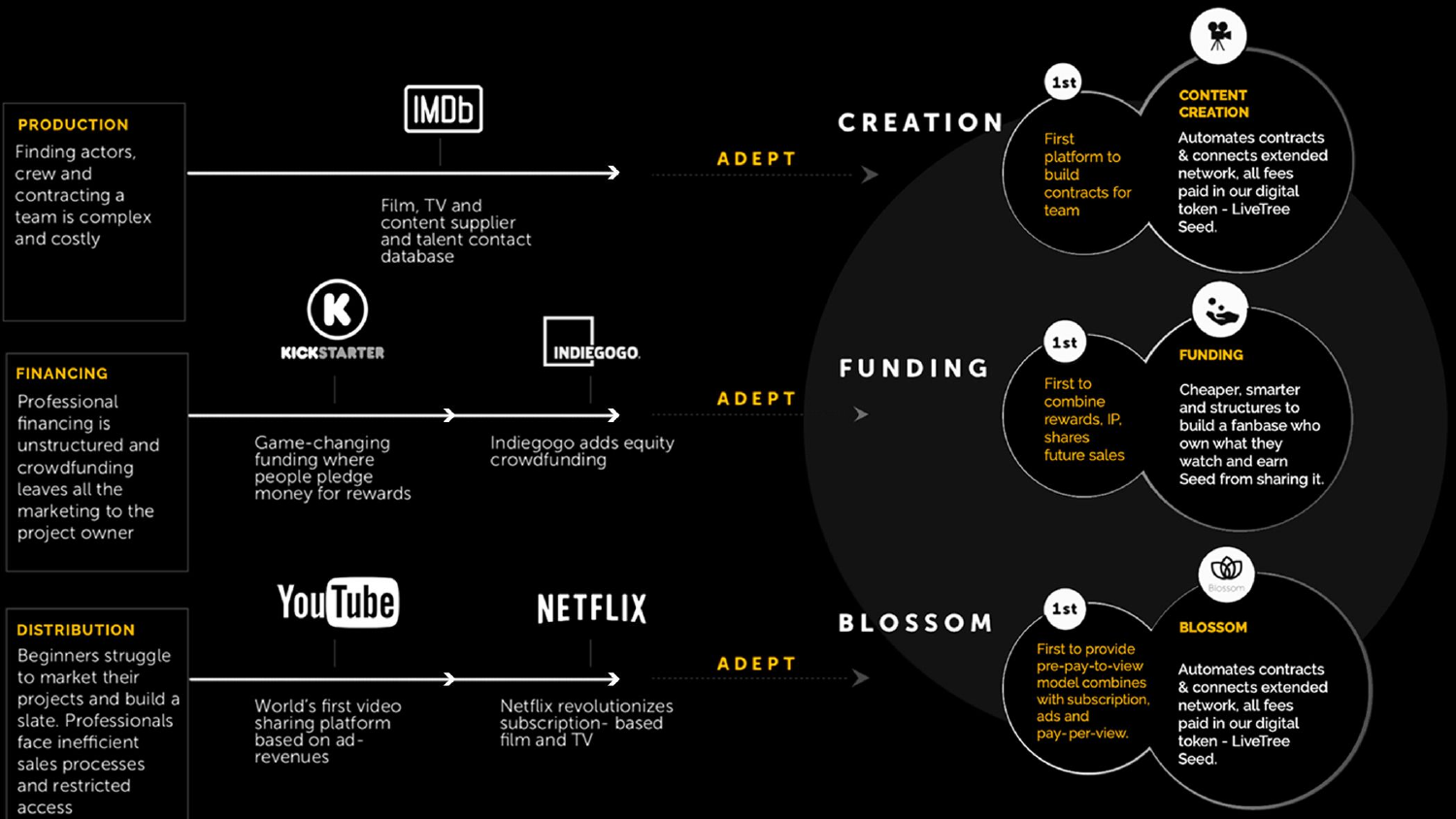**PRODUCTION**
Finding actors, crew and contracting a team is complex and costly

IMDb — Film, TV and content supplier and talent contact database

ADEPT

# CREATION

1st — First platform to build contracts for team

**CONTENT CREATION**
Automates contracts & connects extended network, all fees paid in our digital token - LiveTree Seed.

**FINANCING**
Professional financing is unstructured and crowdfunding leaves all the marketing to the project owner

KICKSTARTER — Game-changing funding where people pledge money for rewards

INDIEGOGO — Indiegogo adds equity crowdfunding

ADEPT

# FUNDING

1st — First to combine rewards, IP, shares future sales

**FUNDING**
Cheaper, smarter and structures to build a fanbase who own what they watch and earn Seed from sharing it.

**DISTRIBUTION**
Beginners struggle to market their projects and build a slate. Professionals face inefficient sales processes and restricted access

YouTube — World's first video sharing platform based on ad-revenues

NETFLIX — Netflix revolutionizes subscription- based film and TV

ADEPT

# BLOSSOM

1st — First to provide pre-pay-to-view model combines with subscription, ads and pay- per-view.

**BLOSSOM**
Automates contracts & connects extended network, all fees paid in our digital token - LiveTree Seed.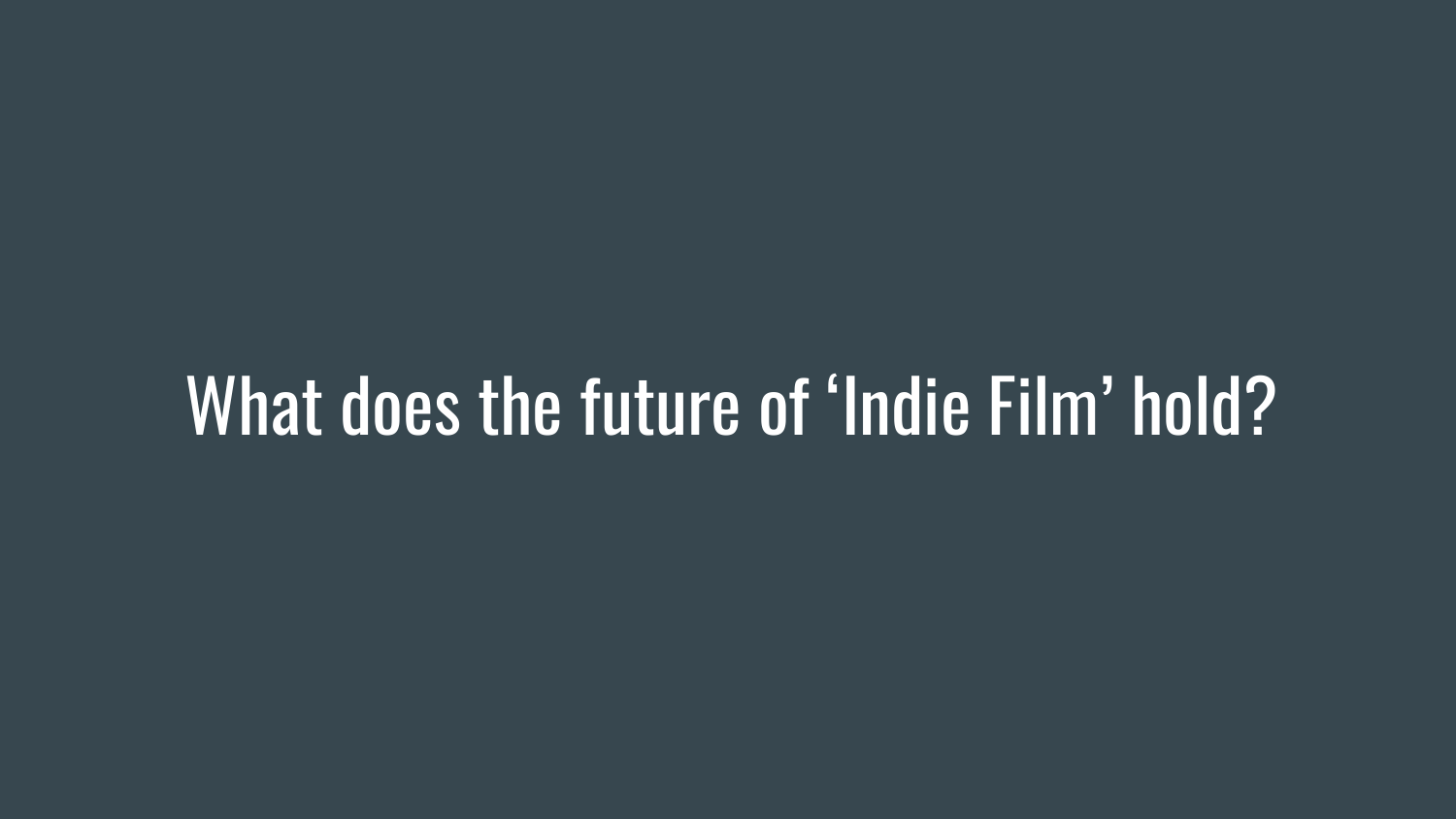# What does the future of ‘Indie Film’ hold?